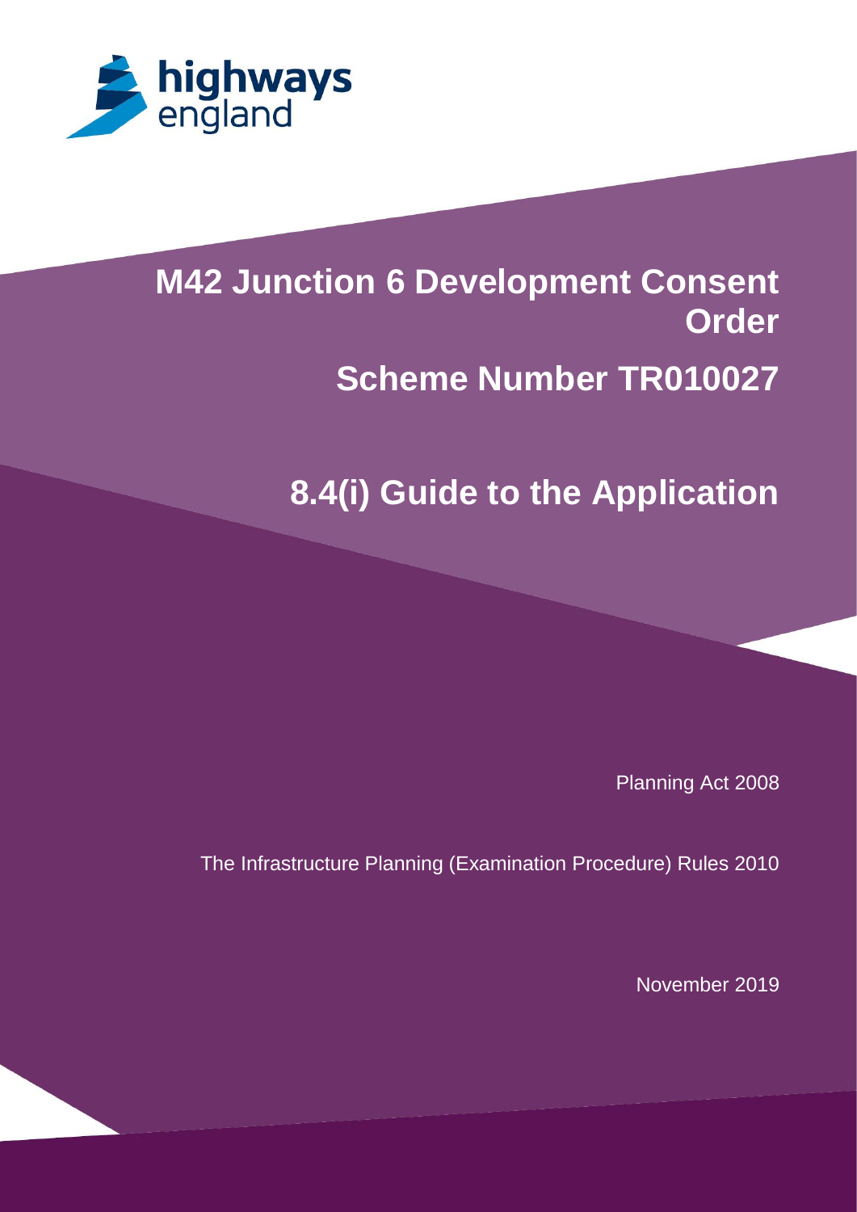highways england

# M42 Junction 6 Development Consent Order

## Scheme Number TR010027

## 8.4(i) Guide to the Application

Planning Act 2008

The Infrastructure Planning (Examination Procedure) Rules 2010

November 2019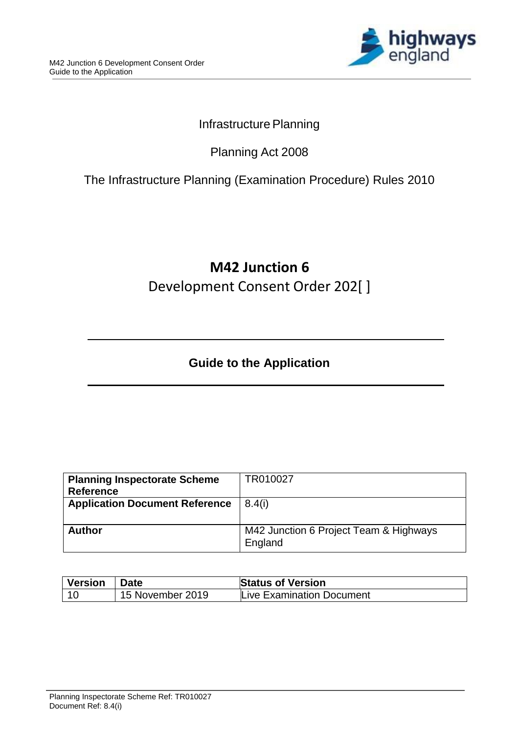Infrastructure Planning

Planning Act 2008

The Infrastructure Planning (Examination Procedure) Rules 2010

# M42 Junction 6

## Development Consent Order 202[ ]

## Guide to the Application

| **Planning Inspectorate Scheme Reference** | TR010027 |
|---|---|
| **Application Document Reference** | 8.4(i) |
| **Author** | M42 Junction 6 Project Team & Highways England |

| Version | Date | Status of Version |
|---|---|---|
| 10 | 15 November 2019 | Live Examination Document |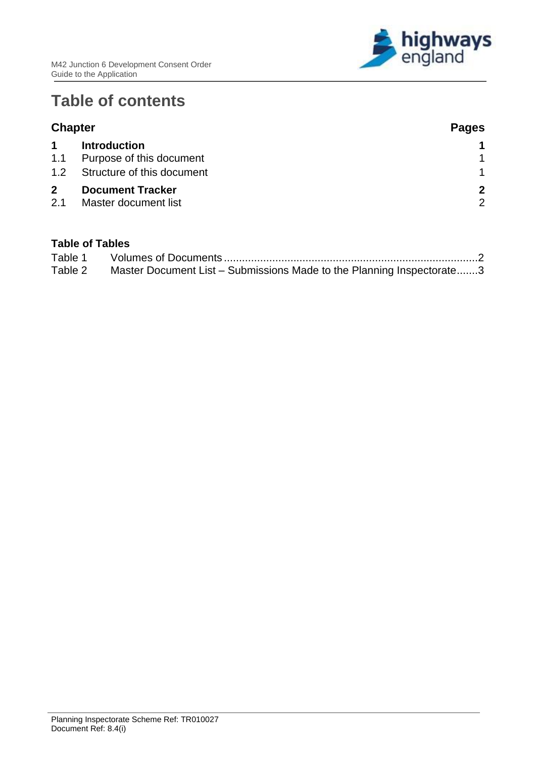# Table of contents

| Chapter | | Pages |
|---|---|---|
| **1** | **Introduction** | **1** |
| 1.1 | Purpose of this document | 1 |
| 1.2 | Structure of this document | 1 |
| **2** | **Document Tracker** | **2** |
| 2.1 | Master document list | 2 |

**Table of Tables**

| | | |
|---|---|---|
| Table 1 | Volumes of Documents | 2 |
| Table 2 | Master Document List – Submissions Made to the Planning Inspectorate | 3 |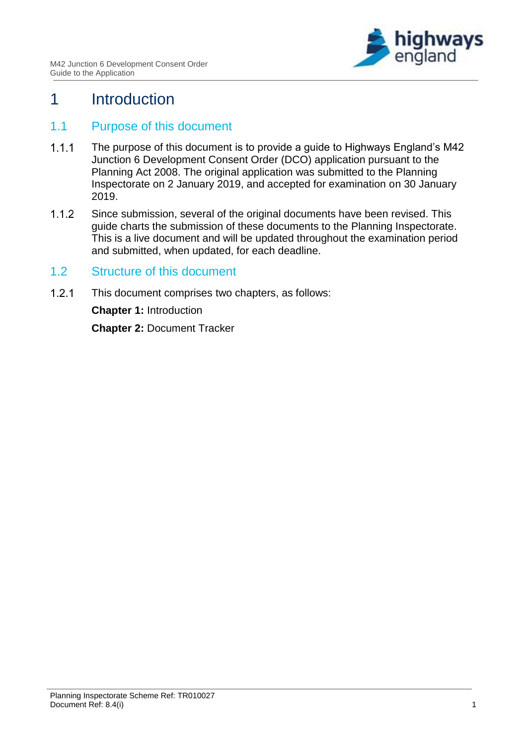# 1 Introduction

## 1.1 Purpose of this document

1.1.1 The purpose of this document is to provide a guide to Highways England's M42 Junction 6 Development Consent Order (DCO) application pursuant to the Planning Act 2008. The original application was submitted to the Planning Inspectorate on 2 January 2019, and accepted for examination on 30 January 2019.

1.1.2 Since submission, several of the original documents have been revised. This guide charts the submission of these documents to the Planning Inspectorate. This is a live document and will be updated throughout the examination period and submitted, when updated, for each deadline.

## 1.2 Structure of this document

1.2.1 This document comprises two chapters, as follows:

**Chapter 1:** Introduction

**Chapter 2:** Document Tracker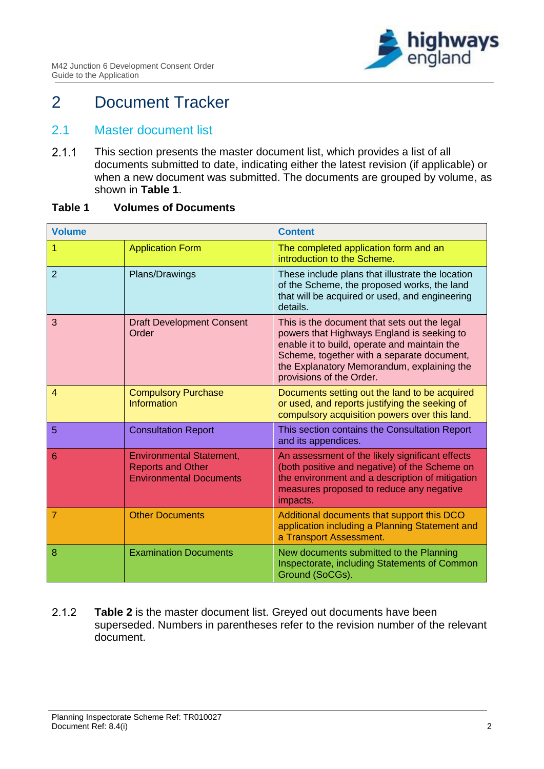# 2 Document Tracker

## 2.1 Master document list

2.1.1 This section presents the master document list, which provides a list of all documents submitted to date, indicating either the latest revision (if applicable) or when a new document was submitted. The documents are grouped by volume, as shown in **Table 1**.

**Table 1 Volumes of Documents**

| Volume | | Content |
|---|---|---|
| 1 | Application Form | The completed application form and an introduction to the Scheme. |
| 2 | Plans/Drawings | These include plans that illustrate the location of the Scheme, the proposed works, the land that will be acquired or used, and engineering details. |
| 3 | Draft Development Consent Order | This is the document that sets out the legal powers that Highways England is seeking to enable it to build, operate and maintain the Scheme, together with a separate document, the Explanatory Memorandum, explaining the provisions of the Order. |
| 4 | Compulsory Purchase Information | Documents setting out the land to be acquired or used, and reports justifying the seeking of compulsory acquisition powers over this land. |
| 5 | Consultation Report | This section contains the Consultation Report and its appendices. |
| 6 | Environmental Statement, Reports and Other Environmental Documents | An assessment of the likely significant effects (both positive and negative) of the Scheme on the environment and a description of mitigation measures proposed to reduce any negative impacts. |
| 7 | Other Documents | Additional documents that support this DCO application including a Planning Statement and a Transport Assessment. |
| 8 | Examination Documents | New documents submitted to the Planning Inspectorate, including Statements of Common Ground (SoCGs). |

2.1.2 **Table 2** is the master document list. Greyed out documents have been superseded. Numbers in parentheses refer to the revision number of the relevant document.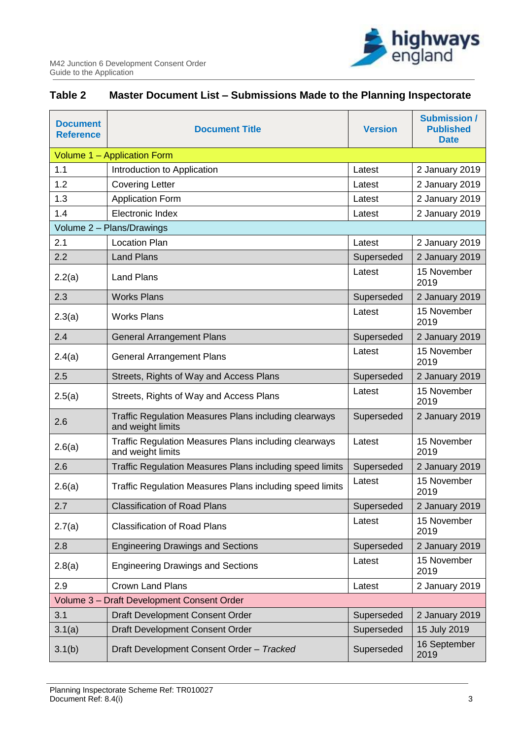## Table 2 Master Document List – Submissions Made to the Planning Inspectorate

| Document Reference | Document Title | Version | Submission / Published Date |
|---|---|---|---|
| Volume 1 – Application Form | | | |
| 1.1 | Introduction to Application | Latest | 2 January 2019 |
| 1.2 | Covering Letter | Latest | 2 January 2019 |
| 1.3 | Application Form | Latest | 2 January 2019 |
| 1.4 | Electronic Index | Latest | 2 January 2019 |
| Volume 2 – Plans/Drawings | | | |
| 2.1 | Location Plan | Latest | 2 January 2019 |
| 2.2 | Land Plans | Superseded | 2 January 2019 |
| 2.2(a) | Land Plans | Latest | 15 November 2019 |
| 2.3 | Works Plans | Superseded | 2 January 2019 |
| 2.3(a) | Works Plans | Latest | 15 November 2019 |
| 2.4 | General Arrangement Plans | Superseded | 2 January 2019 |
| 2.4(a) | General Arrangement Plans | Latest | 15 November 2019 |
| 2.5 | Streets, Rights of Way and Access Plans | Superseded | 2 January 2019 |
| 2.5(a) | Streets, Rights of Way and Access Plans | Latest | 15 November 2019 |
| 2.6 | Traffic Regulation Measures Plans including clearways and weight limits | Superseded | 2 January 2019 |
| 2.6(a) | Traffic Regulation Measures Plans including clearways and weight limits | Latest | 15 November 2019 |
| 2.6 | Traffic Regulation Measures Plans including speed limits | Superseded | 2 January 2019 |
| 2.6(a) | Traffic Regulation Measures Plans including speed limits | Latest | 15 November 2019 |
| 2.7 | Classification of Road Plans | Superseded | 2 January 2019 |
| 2.7(a) | Classification of Road Plans | Latest | 15 November 2019 |
| 2.8 | Engineering Drawings and Sections | Superseded | 2 January 2019 |
| 2.8(a) | Engineering Drawings and Sections | Latest | 15 November 2019 |
| 2.9 | Crown Land Plans | Latest | 2 January 2019 |
| Volume 3 – Draft Development Consent Order | | | |
| 3.1 | Draft Development Consent Order | Superseded | 2 January 2019 |
| 3.1(a) | Draft Development Consent Order | Superseded | 15 July 2019 |
| 3.1(b) | Draft Development Consent Order – *Tracked* | Superseded | 16 September 2019 |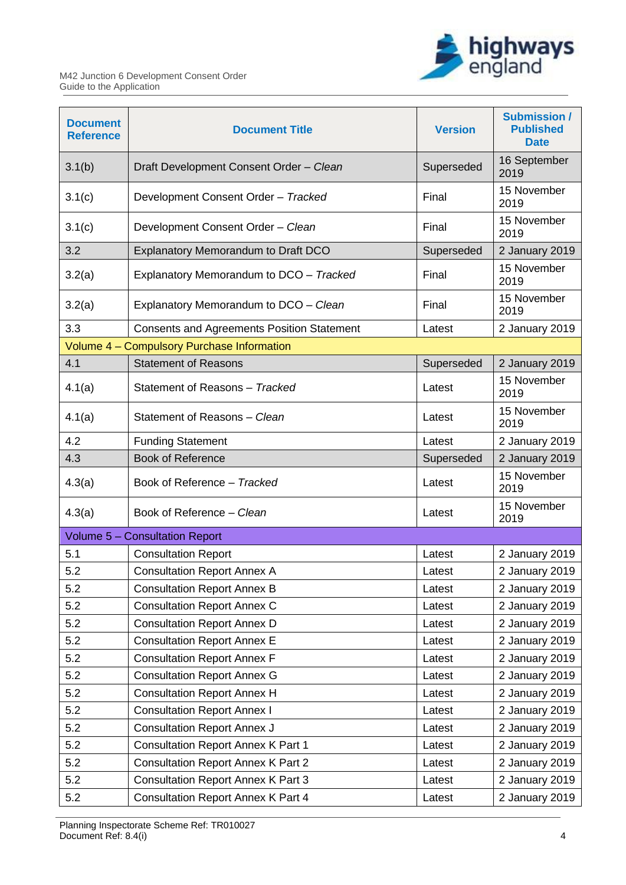| Document Reference | Document Title | Version | Submission / Published Date |
|---|---|---|---|
| 3.1(b) | Draft Development Consent Order – *Clean* | Superseded | 16 September 2019 |
| 3.1(c) | Development Consent Order – *Tracked* | Final | 15 November 2019 |
| 3.1(c) | Development Consent Order – *Clean* | Final | 15 November 2019 |
| 3.2 | Explanatory Memorandum to Draft DCO | Superseded | 2 January 2019 |
| 3.2(a) | Explanatory Memorandum to DCO – *Tracked* | Final | 15 November 2019 |
| 3.2(a) | Explanatory Memorandum to DCO – *Clean* | Final | 15 November 2019 |
| 3.3 | Consents and Agreements Position Statement | Latest | 2 January 2019 |
| Volume 4 – Compulsory Purchase Information | | | |
| 4.1 | Statement of Reasons | Superseded | 2 January 2019 |
| 4.1(a) | Statement of Reasons – *Tracked* | Latest | 15 November 2019 |
| 4.1(a) | Statement of Reasons – *Clean* | Latest | 15 November 2019 |
| 4.2 | Funding Statement | Latest | 2 January 2019 |
| 4.3 | Book of Reference | Superseded | 2 January 2019 |
| 4.3(a) | Book of Reference – *Tracked* | Latest | 15 November 2019 |
| 4.3(a) | Book of Reference – *Clean* | Latest | 15 November 2019 |
| Volume 5 – Consultation Report | | | |
| 5.1 | Consultation Report | Latest | 2 January 2019 |
| 5.2 | Consultation Report Annex A | Latest | 2 January 2019 |
| 5.2 | Consultation Report Annex B | Latest | 2 January 2019 |
| 5.2 | Consultation Report Annex C | Latest | 2 January 2019 |
| 5.2 | Consultation Report Annex D | Latest | 2 January 2019 |
| 5.2 | Consultation Report Annex E | Latest | 2 January 2019 |
| 5.2 | Consultation Report Annex F | Latest | 2 January 2019 |
| 5.2 | Consultation Report Annex G | Latest | 2 January 2019 |
| 5.2 | Consultation Report Annex H | Latest | 2 January 2019 |
| 5.2 | Consultation Report Annex I | Latest | 2 January 2019 |
| 5.2 | Consultation Report Annex J | Latest | 2 January 2019 |
| 5.2 | Consultation Report Annex K Part 1 | Latest | 2 January 2019 |
| 5.2 | Consultation Report Annex K Part 2 | Latest | 2 January 2019 |
| 5.2 | Consultation Report Annex K Part 3 | Latest | 2 January 2019 |
| 5.2 | Consultation Report Annex K Part 4 | Latest | 2 January 2019 |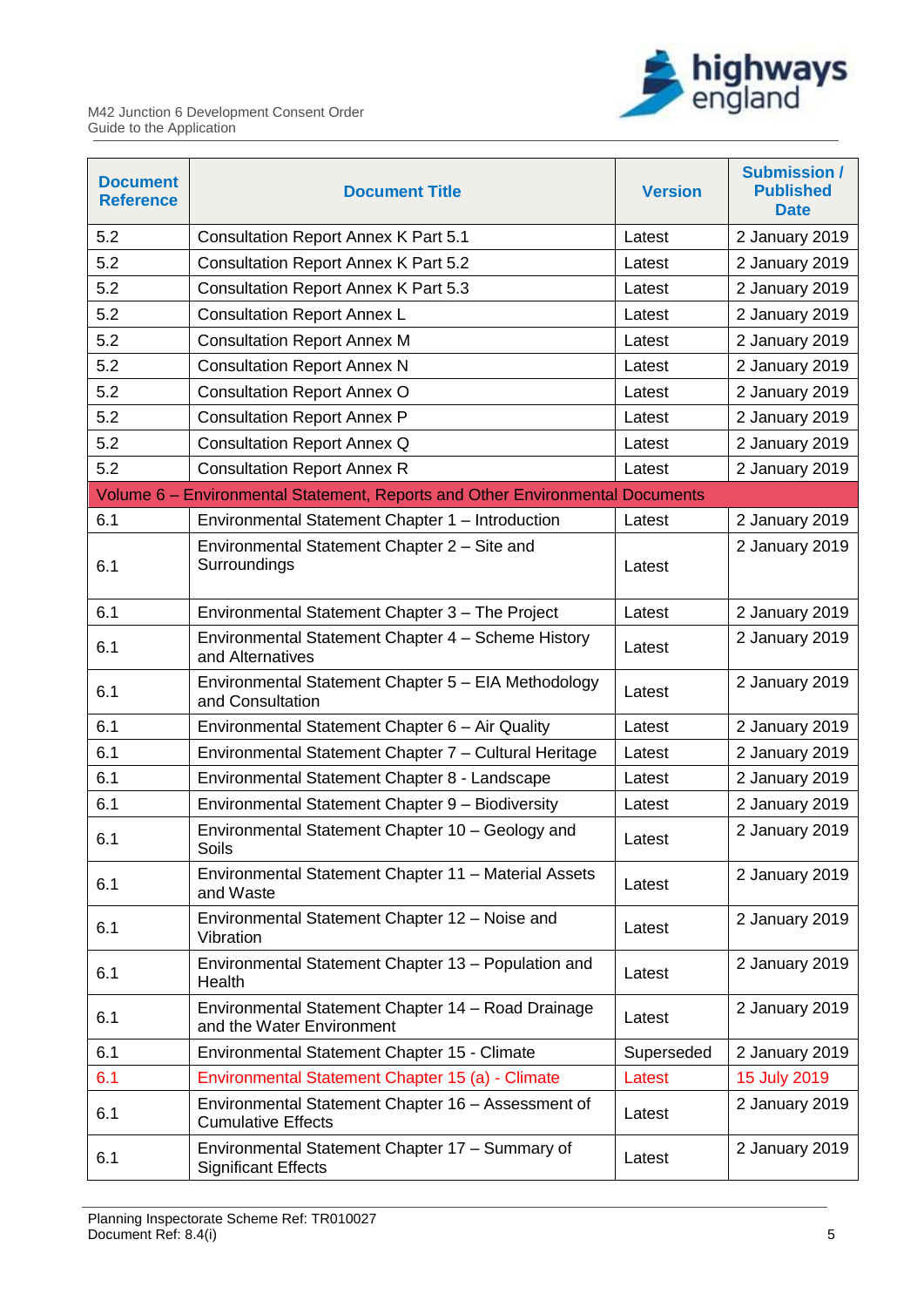| Document Reference | Document Title | Version | Submission / Published Date |
|---|---|---|---|
| 5.2 | Consultation Report Annex K Part 5.1 | Latest | 2 January 2019 |
| 5.2 | Consultation Report Annex K Part 5.2 | Latest | 2 January 2019 |
| 5.2 | Consultation Report Annex K Part 5.3 | Latest | 2 January 2019 |
| 5.2 | Consultation Report Annex L | Latest | 2 January 2019 |
| 5.2 | Consultation Report Annex M | Latest | 2 January 2019 |
| 5.2 | Consultation Report Annex N | Latest | 2 January 2019 |
| 5.2 | Consultation Report Annex O | Latest | 2 January 2019 |
| 5.2 | Consultation Report Annex P | Latest | 2 January 2019 |
| 5.2 | Consultation Report Annex Q | Latest | 2 January 2019 |
| 5.2 | Consultation Report Annex R | Latest | 2 January 2019 |
| Volume 6 – Environmental Statement, Reports and Other Environmental Documents | | | |
| 6.1 | Environmental Statement Chapter 1 – Introduction | Latest | 2 January 2019 |
| 6.1 | Environmental Statement Chapter 2 – Site and Surroundings | Latest | 2 January 2019 |
| 6.1 | Environmental Statement Chapter 3 – The Project | Latest | 2 January 2019 |
| 6.1 | Environmental Statement Chapter 4 – Scheme History and Alternatives | Latest | 2 January 2019 |
| 6.1 | Environmental Statement Chapter 5 – EIA Methodology and Consultation | Latest | 2 January 2019 |
| 6.1 | Environmental Statement Chapter 6 – Air Quality | Latest | 2 January 2019 |
| 6.1 | Environmental Statement Chapter 7 – Cultural Heritage | Latest | 2 January 2019 |
| 6.1 | Environmental Statement Chapter 8 - Landscape | Latest | 2 January 2019 |
| 6.1 | Environmental Statement Chapter 9 – Biodiversity | Latest | 2 January 2019 |
| 6.1 | Environmental Statement Chapter 10 – Geology and Soils | Latest | 2 January 2019 |
| 6.1 | Environmental Statement Chapter 11 – Material Assets and Waste | Latest | 2 January 2019 |
| 6.1 | Environmental Statement Chapter 12 – Noise and Vibration | Latest | 2 January 2019 |
| 6.1 | Environmental Statement Chapter 13 – Population and Health | Latest | 2 January 2019 |
| 6.1 | Environmental Statement Chapter 14 – Road Drainage and the Water Environment | Latest | 2 January 2019 |
| 6.1 | Environmental Statement Chapter 15 - Climate | Superseded | 2 January 2019 |
| 6.1 | Environmental Statement Chapter 15 (a) - Climate | Latest | 15 July 2019 |
| 6.1 | Environmental Statement Chapter 16 – Assessment of Cumulative Effects | Latest | 2 January 2019 |
| 6.1 | Environmental Statement Chapter 17 – Summary of Significant Effects | Latest | 2 January 2019 |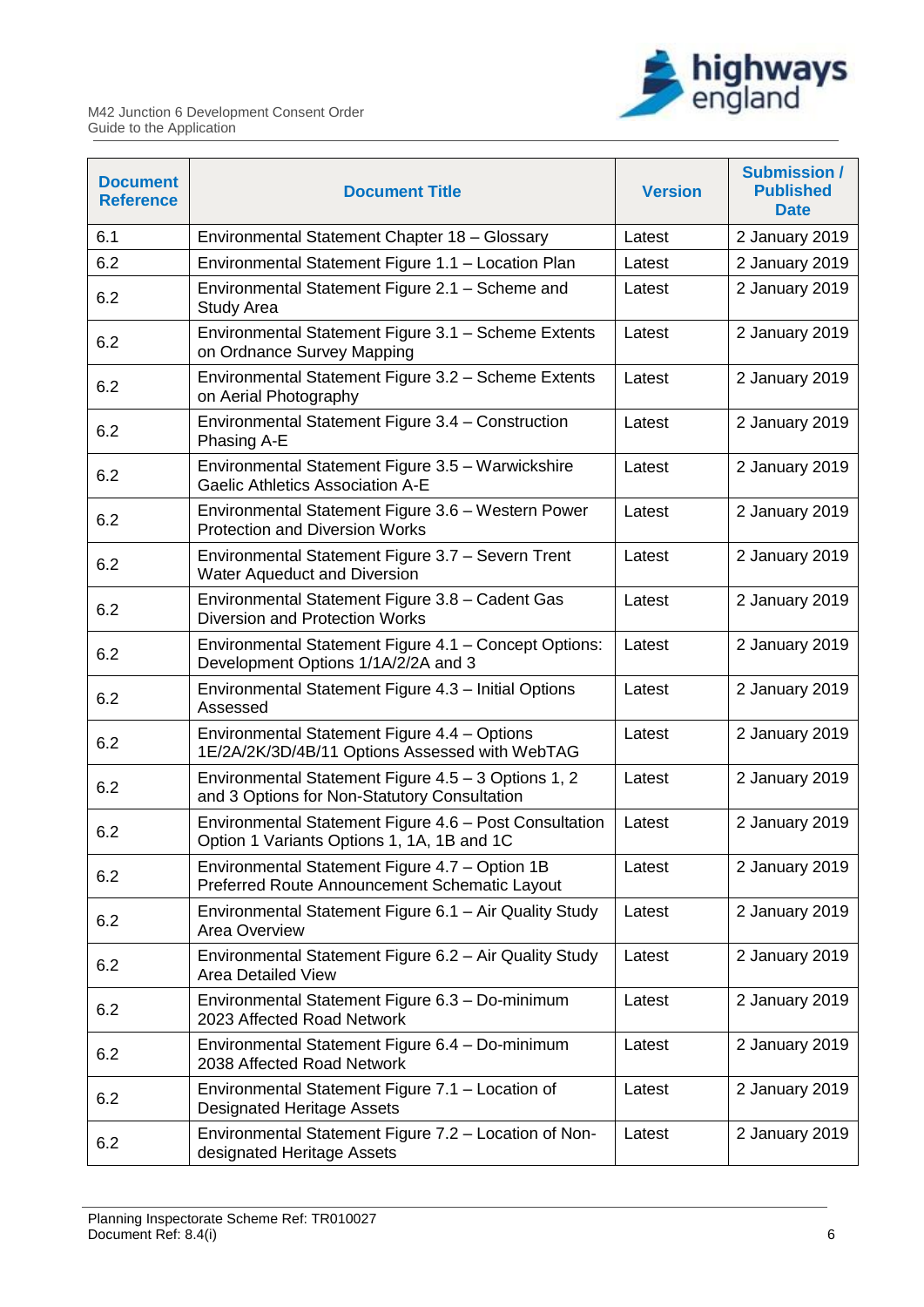| Document Reference | Document Title | Version | Submission / Published Date |
|---|---|---|---|
| 6.1 | Environmental Statement Chapter 18 – Glossary | Latest | 2 January 2019 |
| 6.2 | Environmental Statement Figure 1.1 – Location Plan | Latest | 2 January 2019 |
| 6.2 | Environmental Statement Figure 2.1 – Scheme and Study Area | Latest | 2 January 2019 |
| 6.2 | Environmental Statement Figure 3.1 – Scheme Extents on Ordnance Survey Mapping | Latest | 2 January 2019 |
| 6.2 | Environmental Statement Figure 3.2 – Scheme Extents on Aerial Photography | Latest | 2 January 2019 |
| 6.2 | Environmental Statement Figure 3.4 – Construction Phasing A-E | Latest | 2 January 2019 |
| 6.2 | Environmental Statement Figure 3.5 – Warwickshire Gaelic Athletics Association A-E | Latest | 2 January 2019 |
| 6.2 | Environmental Statement Figure 3.6 – Western Power Protection and Diversion Works | Latest | 2 January 2019 |
| 6.2 | Environmental Statement Figure 3.7 – Severn Trent Water Aqueduct and Diversion | Latest | 2 January 2019 |
| 6.2 | Environmental Statement Figure 3.8 – Cadent Gas Diversion and Protection Works | Latest | 2 January 2019 |
| 6.2 | Environmental Statement Figure 4.1 – Concept Options: Development Options 1/1A/2/2A and 3 | Latest | 2 January 2019 |
| 6.2 | Environmental Statement Figure 4.3 – Initial Options Assessed | Latest | 2 January 2019 |
| 6.2 | Environmental Statement Figure 4.4 – Options 1E/2A/2K/3D/4B/11 Options Assessed with WebTAG | Latest | 2 January 2019 |
| 6.2 | Environmental Statement Figure 4.5 – 3 Options 1, 2 and 3 Options for Non-Statutory Consultation | Latest | 2 January 2019 |
| 6.2 | Environmental Statement Figure 4.6 – Post Consultation Option 1 Variants Options 1, 1A, 1B and 1C | Latest | 2 January 2019 |
| 6.2 | Environmental Statement Figure 4.7 – Option 1B Preferred Route Announcement Schematic Layout | Latest | 2 January 2019 |
| 6.2 | Environmental Statement Figure 6.1 – Air Quality Study Area Overview | Latest | 2 January 2019 |
| 6.2 | Environmental Statement Figure 6.2 – Air Quality Study Area Detailed View | Latest | 2 January 2019 |
| 6.2 | Environmental Statement Figure 6.3 – Do-minimum 2023 Affected Road Network | Latest | 2 January 2019 |
| 6.2 | Environmental Statement Figure 6.4 – Do-minimum 2038 Affected Road Network | Latest | 2 January 2019 |
| 6.2 | Environmental Statement Figure 7.1 – Location of Designated Heritage Assets | Latest | 2 January 2019 |
| 6.2 | Environmental Statement Figure 7.2 – Location of Non-designated Heritage Assets | Latest | 2 January 2019 |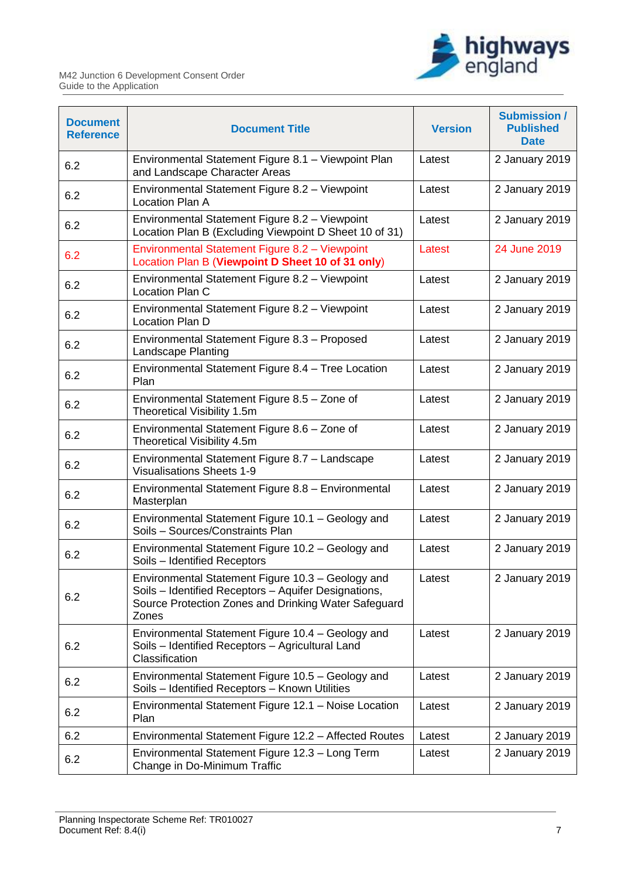| Document Reference | Document Title | Version | Submission / Published Date |
|---|---|---|---|
| 6.2 | Environmental Statement Figure 8.1 – Viewpoint Plan and Landscape Character Areas | Latest | 2 January 2019 |
| 6.2 | Environmental Statement Figure 8.2 – Viewpoint Location Plan A | Latest | 2 January 2019 |
| 6.2 | Environmental Statement Figure 8.2 – Viewpoint Location Plan B (Excluding Viewpoint D Sheet 10 of 31) | Latest | 2 January 2019 |
| 6.2 | Environmental Statement Figure 8.2 – Viewpoint Location Plan B (**Viewpoint D Sheet 10 of 31 only**) | Latest | 24 June 2019 |
| 6.2 | Environmental Statement Figure 8.2 – Viewpoint Location Plan C | Latest | 2 January 2019 |
| 6.2 | Environmental Statement Figure 8.2 – Viewpoint Location Plan D | Latest | 2 January 2019 |
| 6.2 | Environmental Statement Figure 8.3 – Proposed Landscape Planting | Latest | 2 January 2019 |
| 6.2 | Environmental Statement Figure 8.4 – Tree Location Plan | Latest | 2 January 2019 |
| 6.2 | Environmental Statement Figure 8.5 – Zone of Theoretical Visibility 1.5m | Latest | 2 January 2019 |
| 6.2 | Environmental Statement Figure 8.6 – Zone of Theoretical Visibility 4.5m | Latest | 2 January 2019 |
| 6.2 | Environmental Statement Figure 8.7 – Landscape Visualisations Sheets 1-9 | Latest | 2 January 2019 |
| 6.2 | Environmental Statement Figure 8.8 – Environmental Masterplan | Latest | 2 January 2019 |
| 6.2 | Environmental Statement Figure 10.1 – Geology and Soils – Sources/Constraints Plan | Latest | 2 January 2019 |
| 6.2 | Environmental Statement Figure 10.2 – Geology and Soils – Identified Receptors | Latest | 2 January 2019 |
| 6.2 | Environmental Statement Figure 10.3 – Geology and Soils – Identified Receptors – Aquifer Designations, Source Protection Zones and Drinking Water Safeguard Zones | Latest | 2 January 2019 |
| 6.2 | Environmental Statement Figure 10.4 – Geology and Soils – Identified Receptors – Agricultural Land Classification | Latest | 2 January 2019 |
| 6.2 | Environmental Statement Figure 10.5 – Geology and Soils – Identified Receptors – Known Utilities | Latest | 2 January 2019 |
| 6.2 | Environmental Statement Figure 12.1 – Noise Location Plan | Latest | 2 January 2019 |
| 6.2 | Environmental Statement Figure 12.2 – Affected Routes | Latest | 2 January 2019 |
| 6.2 | Environmental Statement Figure 12.3 – Long Term Change in Do-Minimum Traffic | Latest | 2 January 2019 |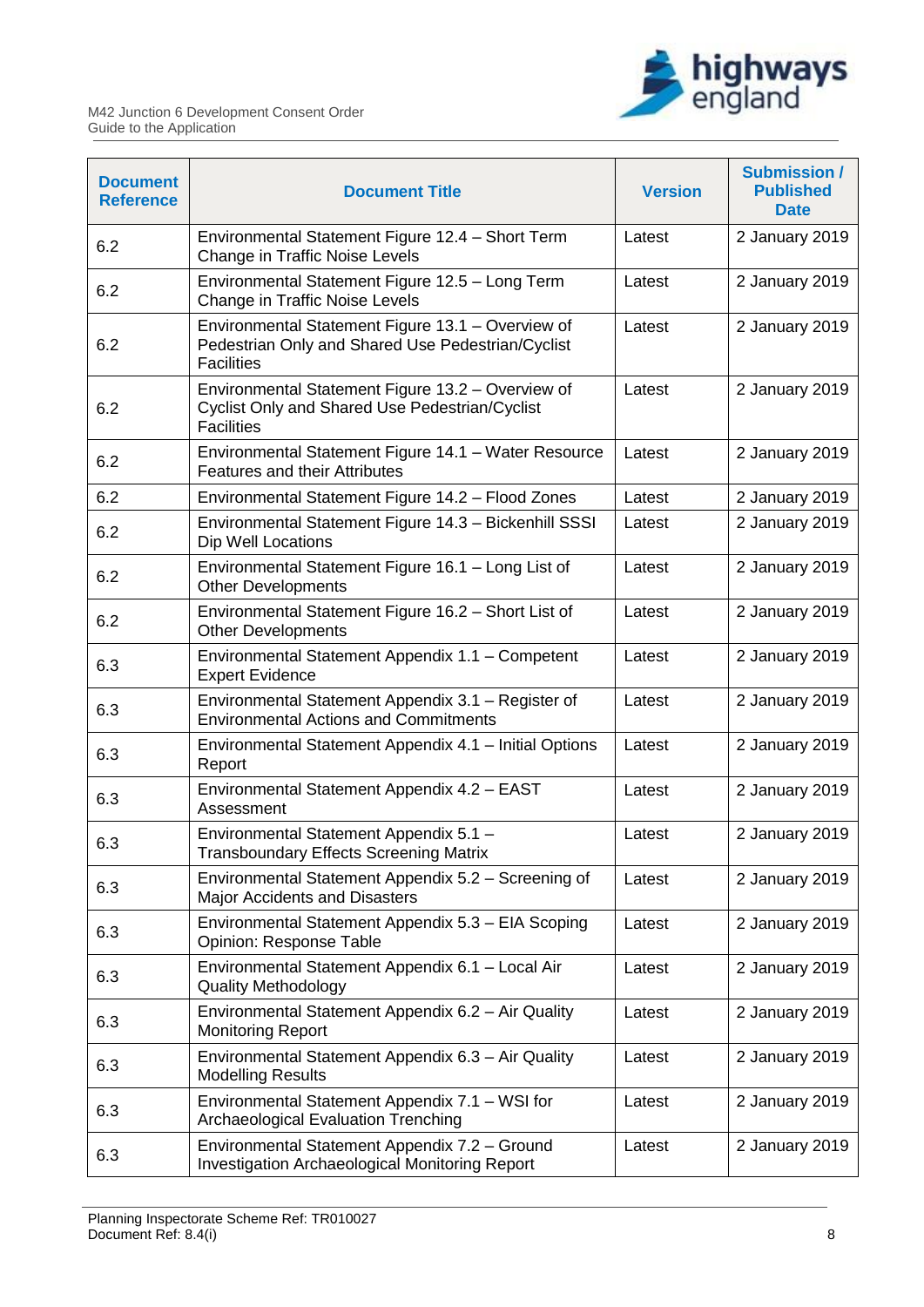| Document Reference | Document Title | Version | Submission / Published Date |
|---|---|---|---|
| 6.2 | Environmental Statement Figure 12.4 – Short Term Change in Traffic Noise Levels | Latest | 2 January 2019 |
| 6.2 | Environmental Statement Figure 12.5 – Long Term Change in Traffic Noise Levels | Latest | 2 January 2019 |
| 6.2 | Environmental Statement Figure 13.1 – Overview of Pedestrian Only and Shared Use Pedestrian/Cyclist Facilities | Latest | 2 January 2019 |
| 6.2 | Environmental Statement Figure 13.2 – Overview of Cyclist Only and Shared Use Pedestrian/Cyclist Facilities | Latest | 2 January 2019 |
| 6.2 | Environmental Statement Figure 14.1 – Water Resource Features and their Attributes | Latest | 2 January 2019 |
| 6.2 | Environmental Statement Figure 14.2 – Flood Zones | Latest | 2 January 2019 |
| 6.2 | Environmental Statement Figure 14.3 – Bickenhill SSSI Dip Well Locations | Latest | 2 January 2019 |
| 6.2 | Environmental Statement Figure 16.1 – Long List of Other Developments | Latest | 2 January 2019 |
| 6.2 | Environmental Statement Figure 16.2 – Short List of Other Developments | Latest | 2 January 2019 |
| 6.3 | Environmental Statement Appendix 1.1 – Competent Expert Evidence | Latest | 2 January 2019 |
| 6.3 | Environmental Statement Appendix 3.1 – Register of Environmental Actions and Commitments | Latest | 2 January 2019 |
| 6.3 | Environmental Statement Appendix 4.1 – Initial Options Report | Latest | 2 January 2019 |
| 6.3 | Environmental Statement Appendix 4.2 – EAST Assessment | Latest | 2 January 2019 |
| 6.3 | Environmental Statement Appendix 5.1 – Transboundary Effects Screening Matrix | Latest | 2 January 2019 |
| 6.3 | Environmental Statement Appendix 5.2 – Screening of Major Accidents and Disasters | Latest | 2 January 2019 |
| 6.3 | Environmental Statement Appendix 5.3 – EIA Scoping Opinion: Response Table | Latest | 2 January 2019 |
| 6.3 | Environmental Statement Appendix 6.1 – Local Air Quality Methodology | Latest | 2 January 2019 |
| 6.3 | Environmental Statement Appendix 6.2 – Air Quality Monitoring Report | Latest | 2 January 2019 |
| 6.3 | Environmental Statement Appendix 6.3 – Air Quality Modelling Results | Latest | 2 January 2019 |
| 6.3 | Environmental Statement Appendix 7.1 – WSI for Archaeological Evaluation Trenching | Latest | 2 January 2019 |
| 6.3 | Environmental Statement Appendix 7.2 – Ground Investigation Archaeological Monitoring Report | Latest | 2 January 2019 |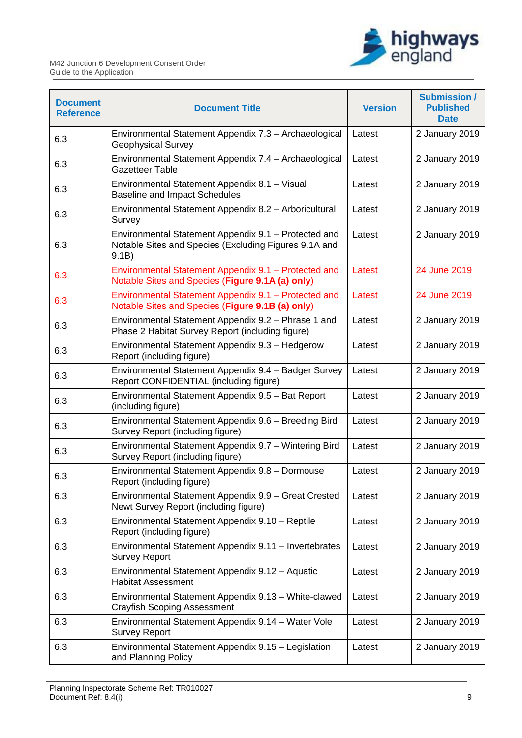| Document Reference | Document Title | Version | Submission / Published Date |
| --- | --- | --- | --- |
| 6.3 | Environmental Statement Appendix 7.3 – Archaeological Geophysical Survey | Latest | 2 January 2019 |
| 6.3 | Environmental Statement Appendix 7.4 – Archaeological Gazetteer Table | Latest | 2 January 2019 |
| 6.3 | Environmental Statement Appendix 8.1 – Visual Baseline and Impact Schedules | Latest | 2 January 2019 |
| 6.3 | Environmental Statement Appendix 8.2 – Arboricultural Survey | Latest | 2 January 2019 |
| 6.3 | Environmental Statement Appendix 9.1 – Protected and Notable Sites and Species (Excluding Figures 9.1A and 9.1B) | Latest | 2 January 2019 |
| 6.3 | Environmental Statement Appendix 9.1 – Protected and Notable Sites and Species (**Figure 9.1A (a) only**) | Latest | 24 June 2019 |
| 6.3 | Environmental Statement Appendix 9.1 – Protected and Notable Sites and Species (**Figure 9.1B (a) only**) | Latest | 24 June 2019 |
| 6.3 | Environmental Statement Appendix 9.2 – Phrase 1 and Phase 2 Habitat Survey Report (including figure) | Latest | 2 January 2019 |
| 6.3 | Environmental Statement Appendix 9.3 – Hedgerow Report (including figure) | Latest | 2 January 2019 |
| 6.3 | Environmental Statement Appendix 9.4 – Badger Survey Report CONFIDENTIAL (including figure) | Latest | 2 January 2019 |
| 6.3 | Environmental Statement Appendix 9.5 – Bat Report (including figure) | Latest | 2 January 2019 |
| 6.3 | Environmental Statement Appendix 9.6 – Breeding Bird Survey Report (including figure) | Latest | 2 January 2019 |
| 6.3 | Environmental Statement Appendix 9.7 – Wintering Bird Survey Report (including figure) | Latest | 2 January 2019 |
| 6.3 | Environmental Statement Appendix 9.8 – Dormouse Report (including figure) | Latest | 2 January 2019 |
| 6.3 | Environmental Statement Appendix 9.9 – Great Crested Newt Survey Report (including figure) | Latest | 2 January 2019 |
| 6.3 | Environmental Statement Appendix 9.10 – Reptile Report (including figure) | Latest | 2 January 2019 |
| 6.3 | Environmental Statement Appendix 9.11 – Invertebrates Survey Report | Latest | 2 January 2019 |
| 6.3 | Environmental Statement Appendix 9.12 – Aquatic Habitat Assessment | Latest | 2 January 2019 |
| 6.3 | Environmental Statement Appendix 9.13 – White-clawed Crayfish Scoping Assessment | Latest | 2 January 2019 |
| 6.3 | Environmental Statement Appendix 9.14 – Water Vole Survey Report | Latest | 2 January 2019 |
| 6.3 | Environmental Statement Appendix 9.15 – Legislation and Planning Policy | Latest | 2 January 2019 |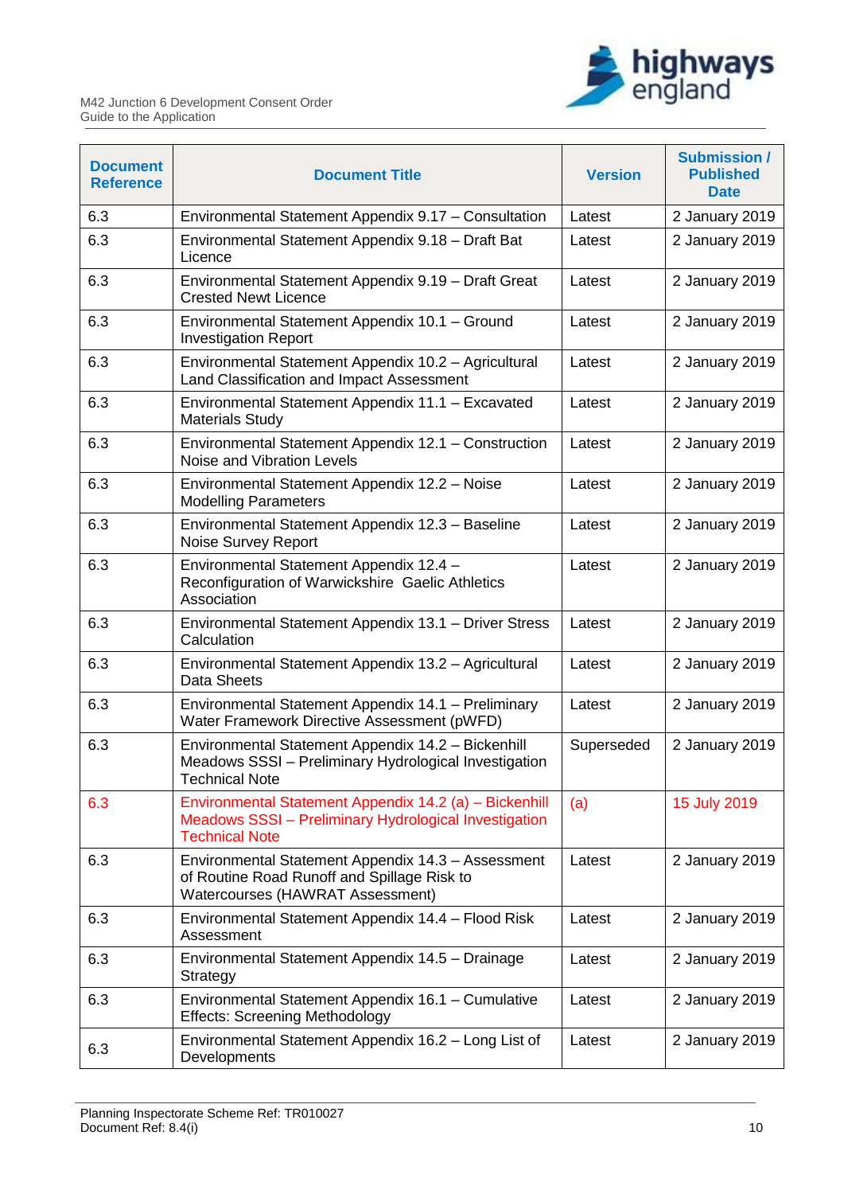| Document Reference | Document Title | Version | Submission / Published Date |
|---|---|---|---|
| 6.3 | Environmental Statement Appendix 9.17 – Consultation | Latest | 2 January 2019 |
| 6.3 | Environmental Statement Appendix 9.18 – Draft Bat Licence | Latest | 2 January 2019 |
| 6.3 | Environmental Statement Appendix 9.19 – Draft Great Crested Newt Licence | Latest | 2 January 2019 |
| 6.3 | Environmental Statement Appendix 10.1 – Ground Investigation Report | Latest | 2 January 2019 |
| 6.3 | Environmental Statement Appendix 10.2 – Agricultural Land Classification and Impact Assessment | Latest | 2 January 2019 |
| 6.3 | Environmental Statement Appendix 11.1 – Excavated Materials Study | Latest | 2 January 2019 |
| 6.3 | Environmental Statement Appendix 12.1 – Construction Noise and Vibration Levels | Latest | 2 January 2019 |
| 6.3 | Environmental Statement Appendix 12.2 – Noise Modelling Parameters | Latest | 2 January 2019 |
| 6.3 | Environmental Statement Appendix 12.3 – Baseline Noise Survey Report | Latest | 2 January 2019 |
| 6.3 | Environmental Statement Appendix 12.4 – Reconfiguration of Warwickshire Gaelic Athletics Association | Latest | 2 January 2019 |
| 6.3 | Environmental Statement Appendix 13.1 – Driver Stress Calculation | Latest | 2 January 2019 |
| 6.3 | Environmental Statement Appendix 13.2 – Agricultural Data Sheets | Latest | 2 January 2019 |
| 6.3 | Environmental Statement Appendix 14.1 – Preliminary Water Framework Directive Assessment (pWFD) | Latest | 2 January 2019 |
| 6.3 | Environmental Statement Appendix 14.2 – Bickenhill Meadows SSSI – Preliminary Hydrological Investigation Technical Note | Superseded | 2 January 2019 |
| 6.3 | Environmental Statement Appendix 14.2 (a) – Bickenhill Meadows SSSI – Preliminary Hydrological Investigation Technical Note | (a) | 15 July 2019 |
| 6.3 | Environmental Statement Appendix 14.3 – Assessment of Routine Road Runoff and Spillage Risk to Watercourses (HAWRAT Assessment) | Latest | 2 January 2019 |
| 6.3 | Environmental Statement Appendix 14.4 – Flood Risk Assessment | Latest | 2 January 2019 |
| 6.3 | Environmental Statement Appendix 14.5 – Drainage Strategy | Latest | 2 January 2019 |
| 6.3 | Environmental Statement Appendix 16.1 – Cumulative Effects: Screening Methodology | Latest | 2 January 2019 |
| 6.3 | Environmental Statement Appendix 16.2 – Long List of Developments | Latest | 2 January 2019 |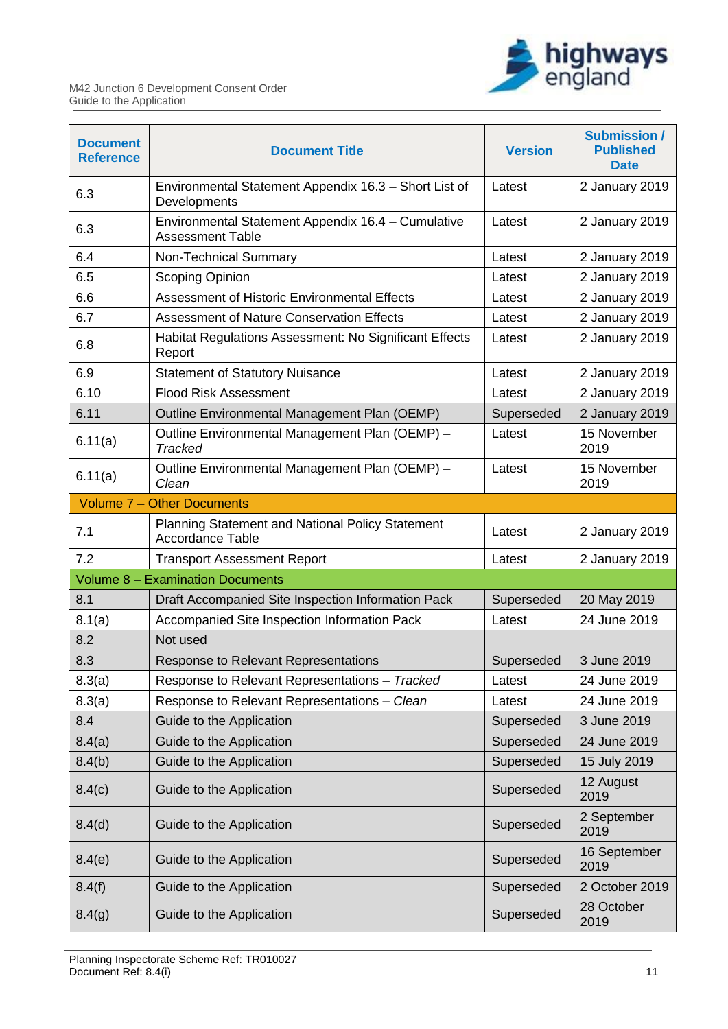| Document Reference | Document Title | Version | Submission / Published Date |
|---|---|---|---|
| 6.3 | Environmental Statement Appendix 16.3 – Short List of Developments | Latest | 2 January 2019 |
| 6.3 | Environmental Statement Appendix 16.4 – Cumulative Assessment Table | Latest | 2 January 2019 |
| 6.4 | Non-Technical Summary | Latest | 2 January 2019 |
| 6.5 | Scoping Opinion | Latest | 2 January 2019 |
| 6.6 | Assessment of Historic Environmental Effects | Latest | 2 January 2019 |
| 6.7 | Assessment of Nature Conservation Effects | Latest | 2 January 2019 |
| 6.8 | Habitat Regulations Assessment: No Significant Effects Report | Latest | 2 January 2019 |
| 6.9 | Statement of Statutory Nuisance | Latest | 2 January 2019 |
| 6.10 | Flood Risk Assessment | Latest | 2 January 2019 |
| 6.11 | Outline Environmental Management Plan (OEMP) | Superseded | 2 January 2019 |
| 6.11(a) | Outline Environmental Management Plan (OEMP) – *Tracked* | Latest | 15 November 2019 |
| 6.11(a) | Outline Environmental Management Plan (OEMP) – *Clean* | Latest | 15 November 2019 |
| Volume 7 – Other Documents | | | |
| 7.1 | Planning Statement and National Policy Statement Accordance Table | Latest | 2 January 2019 |
| 7.2 | Transport Assessment Report | Latest | 2 January 2019 |
| Volume 8 – Examination Documents | | | |
| 8.1 | Draft Accompanied Site Inspection Information Pack | Superseded | 20 May 2019 |
| 8.1(a) | Accompanied Site Inspection Information Pack | Latest | 24 June 2019 |
| 8.2 | Not used | | |
| 8.3 | Response to Relevant Representations | Superseded | 3 June 2019 |
| 8.3(a) | Response to Relevant Representations – *Tracked* | Latest | 24 June 2019 |
| 8.3(a) | Response to Relevant Representations – *Clean* | Latest | 24 June 2019 |
| 8.4 | Guide to the Application | Superseded | 3 June 2019 |
| 8.4(a) | Guide to the Application | Superseded | 24 June 2019 |
| 8.4(b) | Guide to the Application | Superseded | 15 July 2019 |
| 8.4(c) | Guide to the Application | Superseded | 12 August 2019 |
| 8.4(d) | Guide to the Application | Superseded | 2 September 2019 |
| 8.4(e) | Guide to the Application | Superseded | 16 September 2019 |
| 8.4(f) | Guide to the Application | Superseded | 2 October 2019 |
| 8.4(g) | Guide to the Application | Superseded | 28 October 2019 |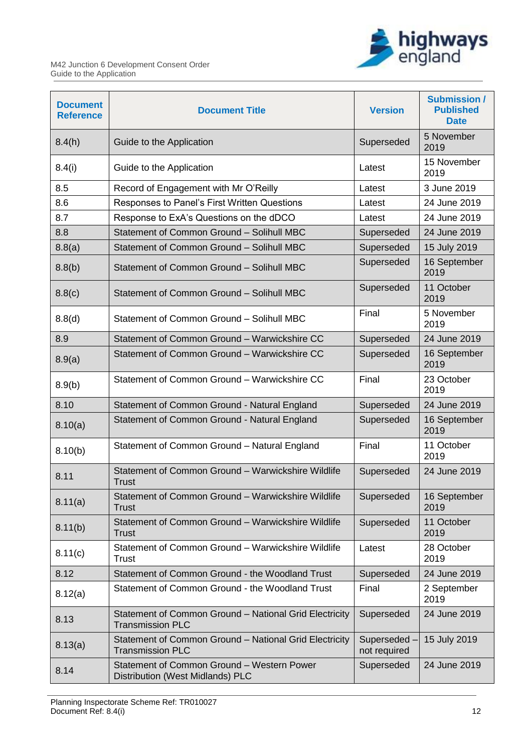| Document Reference | Document Title | Version | Submission / Published Date |
|---|---|---|---|
| 8.4(h) | Guide to the Application | Superseded | 5 November 2019 |
| 8.4(i) | Guide to the Application | Latest | 15 November 2019 |
| 8.5 | Record of Engagement with Mr O'Reilly | Latest | 3 June 2019 |
| 8.6 | Responses to Panel's First Written Questions | Latest | 24 June 2019 |
| 8.7 | Response to ExA's Questions on the dDCO | Latest | 24 June 2019 |
| 8.8 | Statement of Common Ground – Solihull MBC | Superseded | 24 June 2019 |
| 8.8(a) | Statement of Common Ground – Solihull MBC | Superseded | 15 July 2019 |
| 8.8(b) | Statement of Common Ground – Solihull MBC | Superseded | 16 September 2019 |
| 8.8(c) | Statement of Common Ground – Solihull MBC | Superseded | 11 October 2019 |
| 8.8(d) | Statement of Common Ground – Solihull MBC | Final | 5 November 2019 |
| 8.9 | Statement of Common Ground – Warwickshire CC | Superseded | 24 June 2019 |
| 8.9(a) | Statement of Common Ground – Warwickshire CC | Superseded | 16 September 2019 |
| 8.9(b) | Statement of Common Ground – Warwickshire CC | Final | 23 October 2019 |
| 8.10 | Statement of Common Ground - Natural England | Superseded | 24 June 2019 |
| 8.10(a) | Statement of Common Ground - Natural England | Superseded | 16 September 2019 |
| 8.10(b) | Statement of Common Ground – Natural England | Final | 11 October 2019 |
| 8.11 | Statement of Common Ground – Warwickshire Wildlife Trust | Superseded | 24 June 2019 |
| 8.11(a) | Statement of Common Ground – Warwickshire Wildlife Trust | Superseded | 16 September 2019 |
| 8.11(b) | Statement of Common Ground – Warwickshire Wildlife Trust | Superseded | 11 October 2019 |
| 8.11(c) | Statement of Common Ground – Warwickshire Wildlife Trust | Latest | 28 October 2019 |
| 8.12 | Statement of Common Ground - the Woodland Trust | Superseded | 24 June 2019 |
| 8.12(a) | Statement of Common Ground - the Woodland Trust | Final | 2 September 2019 |
| 8.13 | Statement of Common Ground – National Grid Electricity Transmission PLC | Superseded | 24 June 2019 |
| 8.13(a) | Statement of Common Ground – National Grid Electricity Transmission PLC | Superseded – not required | 15 July 2019 |
| 8.14 | Statement of Common Ground – Western Power Distribution (West Midlands) PLC | Superseded | 24 June 2019 |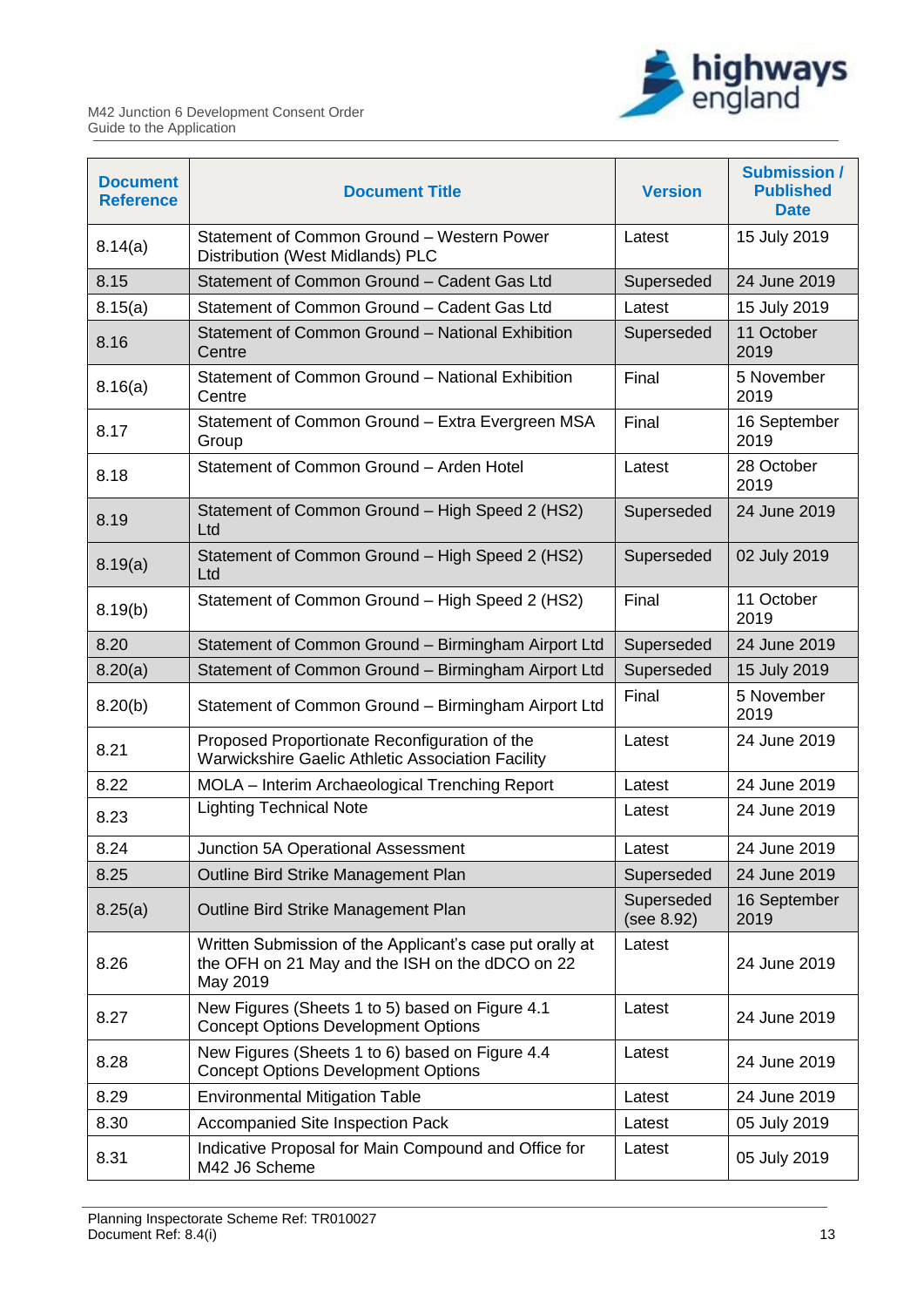| Document Reference | Document Title | Version | Submission / Published Date |
|---|---|---|---|
| 8.14(a) | Statement of Common Ground – Western Power Distribution (West Midlands) PLC | Latest | 15 July 2019 |
| 8.15 | Statement of Common Ground – Cadent Gas Ltd | Superseded | 24 June 2019 |
| 8.15(a) | Statement of Common Ground – Cadent Gas Ltd | Latest | 15 July 2019 |
| 8.16 | Statement of Common Ground – National Exhibition Centre | Superseded | 11 October 2019 |
| 8.16(a) | Statement of Common Ground – National Exhibition Centre | Final | 5 November 2019 |
| 8.17 | Statement of Common Ground – Extra Evergreen MSA Group | Final | 16 September 2019 |
| 8.18 | Statement of Common Ground – Arden Hotel | Latest | 28 October 2019 |
| 8.19 | Statement of Common Ground – High Speed 2 (HS2) Ltd | Superseded | 24 June 2019 |
| 8.19(a) | Statement of Common Ground – High Speed 2 (HS2) Ltd | Superseded | 02 July 2019 |
| 8.19(b) | Statement of Common Ground – High Speed 2 (HS2) | Final | 11 October 2019 |
| 8.20 | Statement of Common Ground – Birmingham Airport Ltd | Superseded | 24 June 2019 |
| 8.20(a) | Statement of Common Ground – Birmingham Airport Ltd | Superseded | 15 July 2019 |
| 8.20(b) | Statement of Common Ground – Birmingham Airport Ltd | Final | 5 November 2019 |
| 8.21 | Proposed Proportionate Reconfiguration of the Warwickshire Gaelic Athletic Association Facility | Latest | 24 June 2019 |
| 8.22 | MOLA – Interim Archaeological Trenching Report | Latest | 24 June 2019 |
| 8.23 | Lighting Technical Note | Latest | 24 June 2019 |
| 8.24 | Junction 5A Operational Assessment | Latest | 24 June 2019 |
| 8.25 | Outline Bird Strike Management Plan | Superseded | 24 June 2019 |
| 8.25(a) | Outline Bird Strike Management Plan | Superseded (see 8.92) | 16 September 2019 |
| 8.26 | Written Submission of the Applicant's case put orally at the OFH on 21 May and the ISH on the dDCO on 22 May 2019 | Latest | 24 June 2019 |
| 8.27 | New Figures (Sheets 1 to 5) based on Figure 4.1 Concept Options Development Options | Latest | 24 June 2019 |
| 8.28 | New Figures (Sheets 1 to 6) based on Figure 4.4 Concept Options Development Options | Latest | 24 June 2019 |
| 8.29 | Environmental Mitigation Table | Latest | 24 June 2019 |
| 8.30 | Accompanied Site Inspection Pack | Latest | 05 July 2019 |
| 8.31 | Indicative Proposal for Main Compound and Office for M42 J6 Scheme | Latest | 05 July 2019 |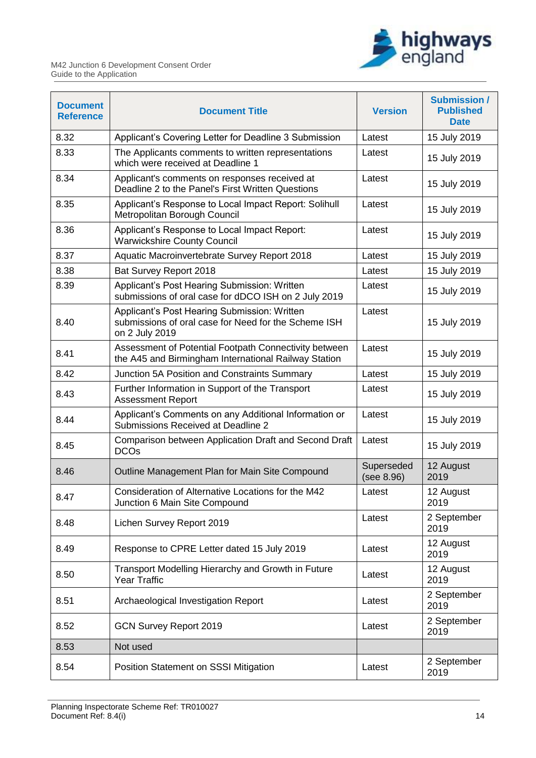| Document Reference | Document Title | Version | Submission / Published Date |
|---|---|---|---|
| 8.32 | Applicant's Covering Letter for Deadline 3 Submission | Latest | 15 July 2019 |
| 8.33 | The Applicants comments to written representations which were received at Deadline 1 | Latest | 15 July 2019 |
| 8.34 | Applicant's comments on responses received at Deadline 2 to the Panel's First Written Questions | Latest | 15 July 2019 |
| 8.35 | Applicant's Response to Local Impact Report: Solihull Metropolitan Borough Council | Latest | 15 July 2019 |
| 8.36 | Applicant's Response to Local Impact Report: Warwickshire County Council | Latest | 15 July 2019 |
| 8.37 | Aquatic Macroinvertebrate Survey Report 2018 | Latest | 15 July 2019 |
| 8.38 | Bat Survey Report 2018 | Latest | 15 July 2019 |
| 8.39 | Applicant's Post Hearing Submission: Written submissions of oral case for dDCO ISH on 2 July 2019 | Latest | 15 July 2019 |
| 8.40 | Applicant's Post Hearing Submission: Written submissions of oral case for Need for the Scheme ISH on 2 July 2019 | Latest | 15 July 2019 |
| 8.41 | Assessment of Potential Footpath Connectivity between the A45 and Birmingham International Railway Station | Latest | 15 July 2019 |
| 8.42 | Junction 5A Position and Constraints Summary | Latest | 15 July 2019 |
| 8.43 | Further Information in Support of the Transport Assessment Report | Latest | 15 July 2019 |
| 8.44 | Applicant's Comments on any Additional Information or Submissions Received at Deadline 2 | Latest | 15 July 2019 |
| 8.45 | Comparison between Application Draft and Second Draft DCOs | Latest | 15 July 2019 |
| 8.46 | Outline Management Plan for Main Site Compound | Superseded (see 8.96) | 12 August 2019 |
| 8.47 | Consideration of Alternative Locations for the M42 Junction 6 Main Site Compound | Latest | 12 August 2019 |
| 8.48 | Lichen Survey Report 2019 | Latest | 2 September 2019 |
| 8.49 | Response to CPRE Letter dated 15 July 2019 | Latest | 12 August 2019 |
| 8.50 | Transport Modelling Hierarchy and Growth in Future Year Traffic | Latest | 12 August 2019 |
| 8.51 | Archaeological Investigation Report | Latest | 2 September 2019 |
| 8.52 | GCN Survey Report 2019 | Latest | 2 September 2019 |
| 8.53 | Not used | | |
| 8.54 | Position Statement on SSSI Mitigation | Latest | 2 September 2019 |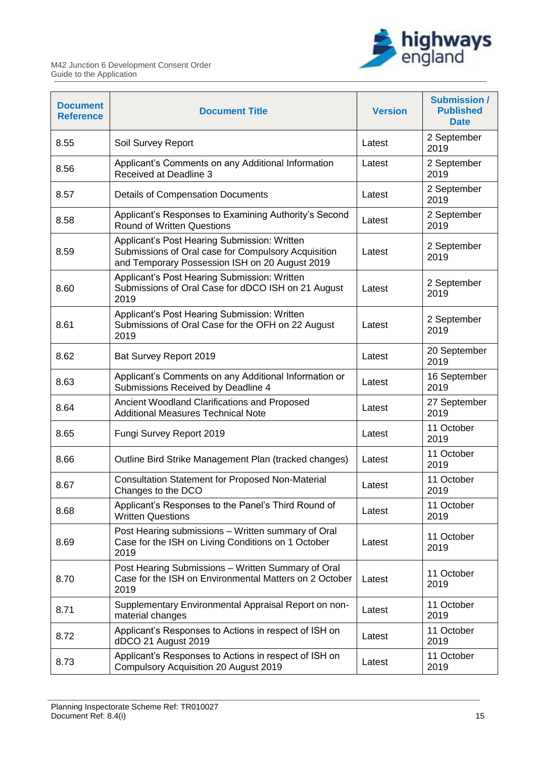| Document Reference | Document Title | Version | Submission / Published Date |
|---|---|---|---|
| 8.55 | Soil Survey Report | Latest | 2 September 2019 |
| 8.56 | Applicant's Comments on any Additional Information Received at Deadline 3 | Latest | 2 September 2019 |
| 8.57 | Details of Compensation Documents | Latest | 2 September 2019 |
| 8.58 | Applicant's Responses to Examining Authority's Second Round of Written Questions | Latest | 2 September 2019 |
| 8.59 | Applicant's Post Hearing Submission: Written Submissions of Oral case for Compulsory Acquisition and Temporary Possession ISH on 20 August 2019 | Latest | 2 September 2019 |
| 8.60 | Applicant's Post Hearing Submission: Written Submissions of Oral Case for dDCO ISH on 21 August 2019 | Latest | 2 September 2019 |
| 8.61 | Applicant's Post Hearing Submission: Written Submissions of Oral Case for the OFH on 22 August 2019 | Latest | 2 September 2019 |
| 8.62 | Bat Survey Report 2019 | Latest | 20 September 2019 |
| 8.63 | Applicant's Comments on any Additional Information or Submissions Received by Deadline 4 | Latest | 16 September 2019 |
| 8.64 | Ancient Woodland Clarifications and Proposed Additional Measures Technical Note | Latest | 27 September 2019 |
| 8.65 | Fungi Survey Report 2019 | Latest | 11 October 2019 |
| 8.66 | Outline Bird Strike Management Plan (tracked changes) | Latest | 11 October 2019 |
| 8.67 | Consultation Statement for Proposed Non-Material Changes to the DCO | Latest | 11 October 2019 |
| 8.68 | Applicant's Responses to the Panel's Third Round of Written Questions | Latest | 11 October 2019 |
| 8.69 | Post Hearing submissions – Written summary of Oral Case for the ISH on Living Conditions on 1 October 2019 | Latest | 11 October 2019 |
| 8.70 | Post Hearing Submissions – Written Summary of Oral Case for the ISH on Environmental Matters on 2 October 2019 | Latest | 11 October 2019 |
| 8.71 | Supplementary Environmental Appraisal Report on non-material changes | Latest | 11 October 2019 |
| 8.72 | Applicant's Responses to Actions in respect of ISH on dDCO 21 August 2019 | Latest | 11 October 2019 |
| 8.73 | Applicant's Responses to Actions in respect of ISH on Compulsory Acquisition 20 August 2019 | Latest | 11 October 2019 |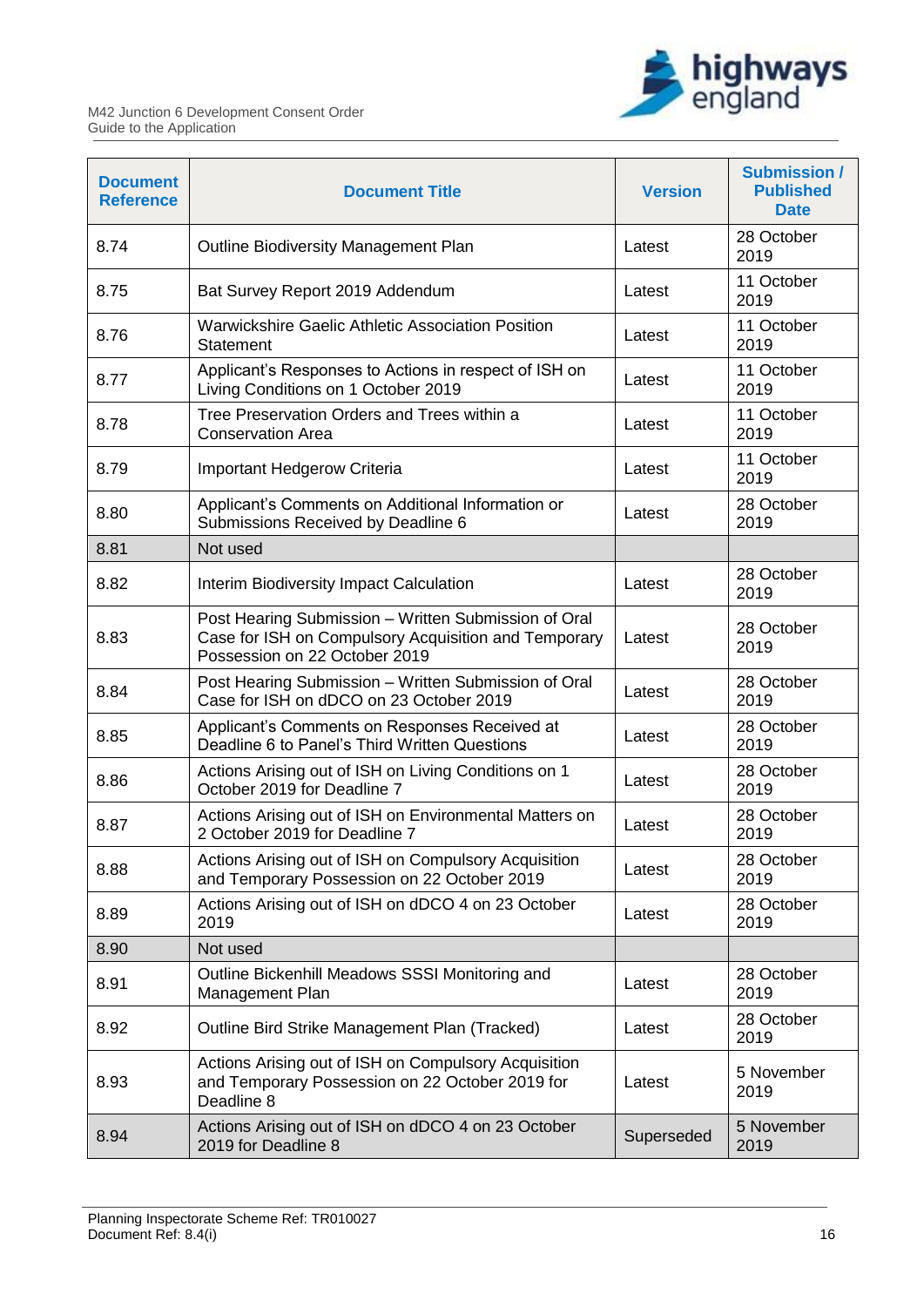| Document Reference | Document Title | Version | Submission / Published Date |
|---|---|---|---|
| 8.74 | Outline Biodiversity Management Plan | Latest | 28 October 2019 |
| 8.75 | Bat Survey Report 2019 Addendum | Latest | 11 October 2019 |
| 8.76 | Warwickshire Gaelic Athletic Association Position Statement | Latest | 11 October 2019 |
| 8.77 | Applicant's Responses to Actions in respect of ISH on Living Conditions on 1 October 2019 | Latest | 11 October 2019 |
| 8.78 | Tree Preservation Orders and Trees within a Conservation Area | Latest | 11 October 2019 |
| 8.79 | Important Hedgerow Criteria | Latest | 11 October 2019 |
| 8.80 | Applicant's Comments on Additional Information or Submissions Received by Deadline 6 | Latest | 28 October 2019 |
| 8.81 | Not used | | |
| 8.82 | Interim Biodiversity Impact Calculation | Latest | 28 October 2019 |
| 8.83 | Post Hearing Submission – Written Submission of Oral Case for ISH on Compulsory Acquisition and Temporary Possession on 22 October 2019 | Latest | 28 October 2019 |
| 8.84 | Post Hearing Submission – Written Submission of Oral Case for ISH on dDCO on 23 October 2019 | Latest | 28 October 2019 |
| 8.85 | Applicant's Comments on Responses Received at Deadline 6 to Panel's Third Written Questions | Latest | 28 October 2019 |
| 8.86 | Actions Arising out of ISH on Living Conditions on 1 October 2019 for Deadline 7 | Latest | 28 October 2019 |
| 8.87 | Actions Arising out of ISH on Environmental Matters on 2 October 2019 for Deadline 7 | Latest | 28 October 2019 |
| 8.88 | Actions Arising out of ISH on Compulsory Acquisition and Temporary Possession on 22 October 2019 | Latest | 28 October 2019 |
| 8.89 | Actions Arising out of ISH on dDCO 4 on 23 October 2019 | Latest | 28 October 2019 |
| 8.90 | Not used | | |
| 8.91 | Outline Bickenhill Meadows SSSI Monitoring and Management Plan | Latest | 28 October 2019 |
| 8.92 | Outline Bird Strike Management Plan (Tracked) | Latest | 28 October 2019 |
| 8.93 | Actions Arising out of ISH on Compulsory Acquisition and Temporary Possession on 22 October 2019 for Deadline 8 | Latest | 5 November 2019 |
| 8.94 | Actions Arising out of ISH on dDCO 4 on 23 October 2019 for Deadline 8 | Superseded | 5 November 2019 |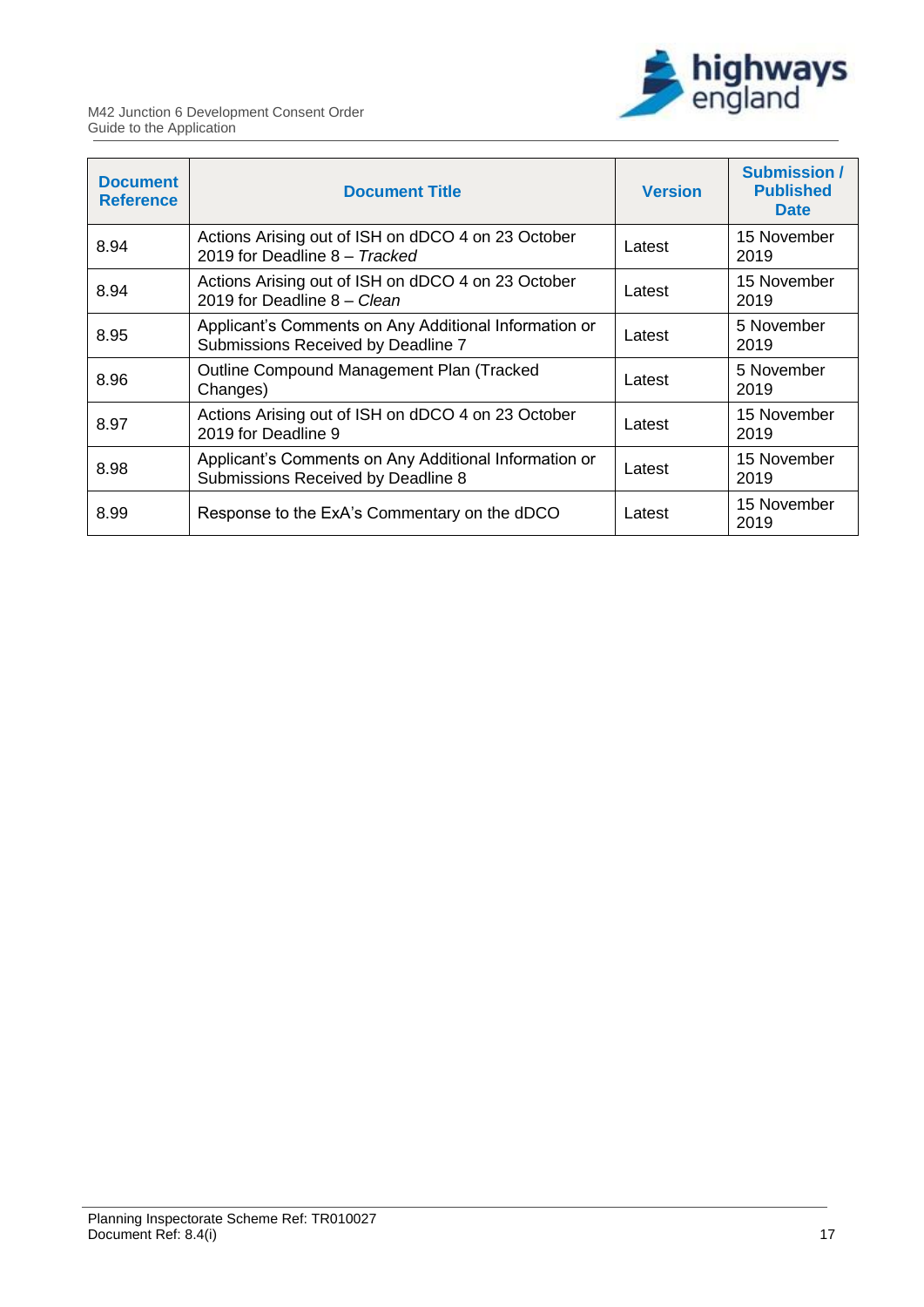| Document Reference | Document Title | Version | Submission / Published Date |
|---|---|---|---|
| 8.94 | Actions Arising out of ISH on dDCO 4 on 23 October 2019 for Deadline 8 – *Tracked* | Latest | 15 November 2019 |
| 8.94 | Actions Arising out of ISH on dDCO 4 on 23 October 2019 for Deadline 8 – *Clean* | Latest | 15 November 2019 |
| 8.95 | Applicant's Comments on Any Additional Information or Submissions Received by Deadline 7 | Latest | 5 November 2019 |
| 8.96 | Outline Compound Management Plan (Tracked Changes) | Latest | 5 November 2019 |
| 8.97 | Actions Arising out of ISH on dDCO 4 on 23 October 2019 for Deadline 9 | Latest | 15 November 2019 |
| 8.98 | Applicant's Comments on Any Additional Information or Submissions Received by Deadline 8 | Latest | 15 November 2019 |
| 8.99 | Response to the ExA's Commentary on the dDCO | Latest | 15 November 2019 |